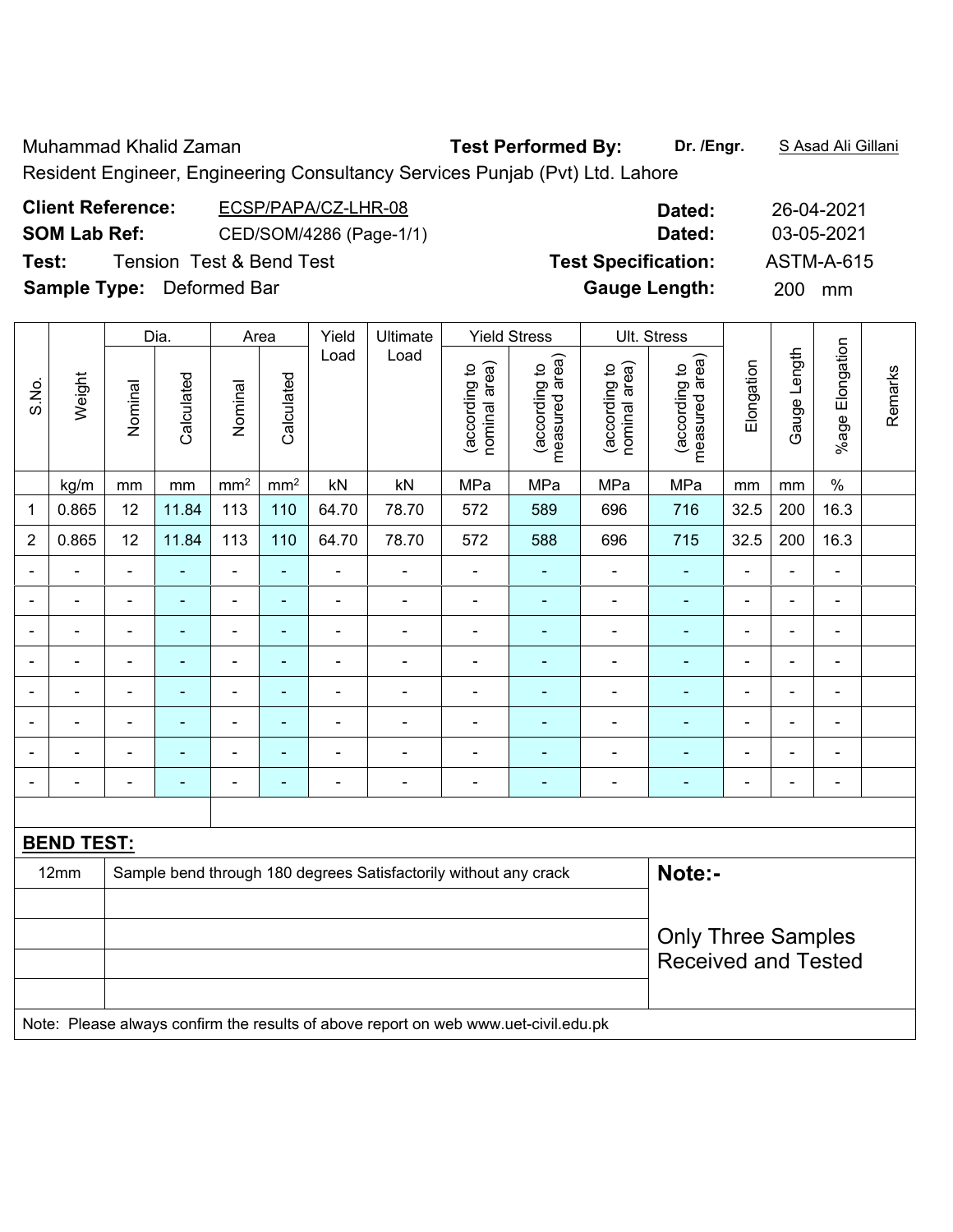Muhammad Khalid Zaman **Test Performed By:** **Dr. /Engr.** S Asad Ali Gillani

Resident Engineer, Engineering Consultancy Services Punjab (Pvt) Ltd. Lahore

**Client Reference:** ECSP/PAPA/CZ-LHR-08 **Dated:** 26-04-2021

**SOM Lab Ref:** CED/SOM/4286 (Page-1/1) **Dated:** 03-05-2021

**Test:** Tension Test & Bend Test **Test Specification:** ASTM-A-615

**Sample Type:** Deformed Bar **Gauge Length:** 200 mm

| S.No. | Weight | Dia. | | Area | | Yield Load | Ultimate Load | Yield Stress | | Ult. Stress | | Elongation | Gauge Length | %age Elongation | Remarks |
|---|---|---|---|---|---|---|---|---|---|---|---|---|---|---|---|
| | | Nominal | Calculated | Nominal | Calculated | | | (according to nominal area) | (according to measured area) | (according to nominal area) | (according to measured area) | | | | |
| | kg/m | mm | mm | mm² | mm² | kN | kN | MPa | MPa | MPa | MPa | mm | mm | % | |
| 1 | 0.865 | 12 | 11.84 | 113 | 110 | 64.70 | 78.70 | 572 | 589 | 696 | 716 | 32.5 | 200 | 16.3 | |
| 2 | 0.865 | 12 | 11.84 | 113 | 110 | 64.70 | 78.70 | 572 | 588 | 696 | 715 | 32.5 | 200 | 16.3 | |
| - | - | - | - | - | - | - | - | - | - | - | - | - | - | - | |
| - | - | - | - | - | - | - | - | - | - | - | - | - | - | - | |
| - | - | - | - | - | - | - | - | - | - | - | - | - | - | - | |
| - | - | - | - | - | - | - | - | - | - | - | - | - | - | - | |
| - | - | - | - | - | - | - | - | - | - | - | - | - | - | - | |
| - | - | - | - | - | - | - | - | - | - | - | - | - | - | - | |
| - | - | - | - | - | - | - | - | - | - | - | - | - | - | - | |
| - | - | - | - | - | - | - | - | - | - | - | - | - | - | - | |

**BEND TEST:**

| | | |
|---|---|---|
| 12mm | Sample bend through 180 degrees Satisfactorily without any crack | **Note:-** |
| | | Only Three Samples Received and Tested |

Note: Please always confirm the results of above report on web www.uet-civil.edu.pk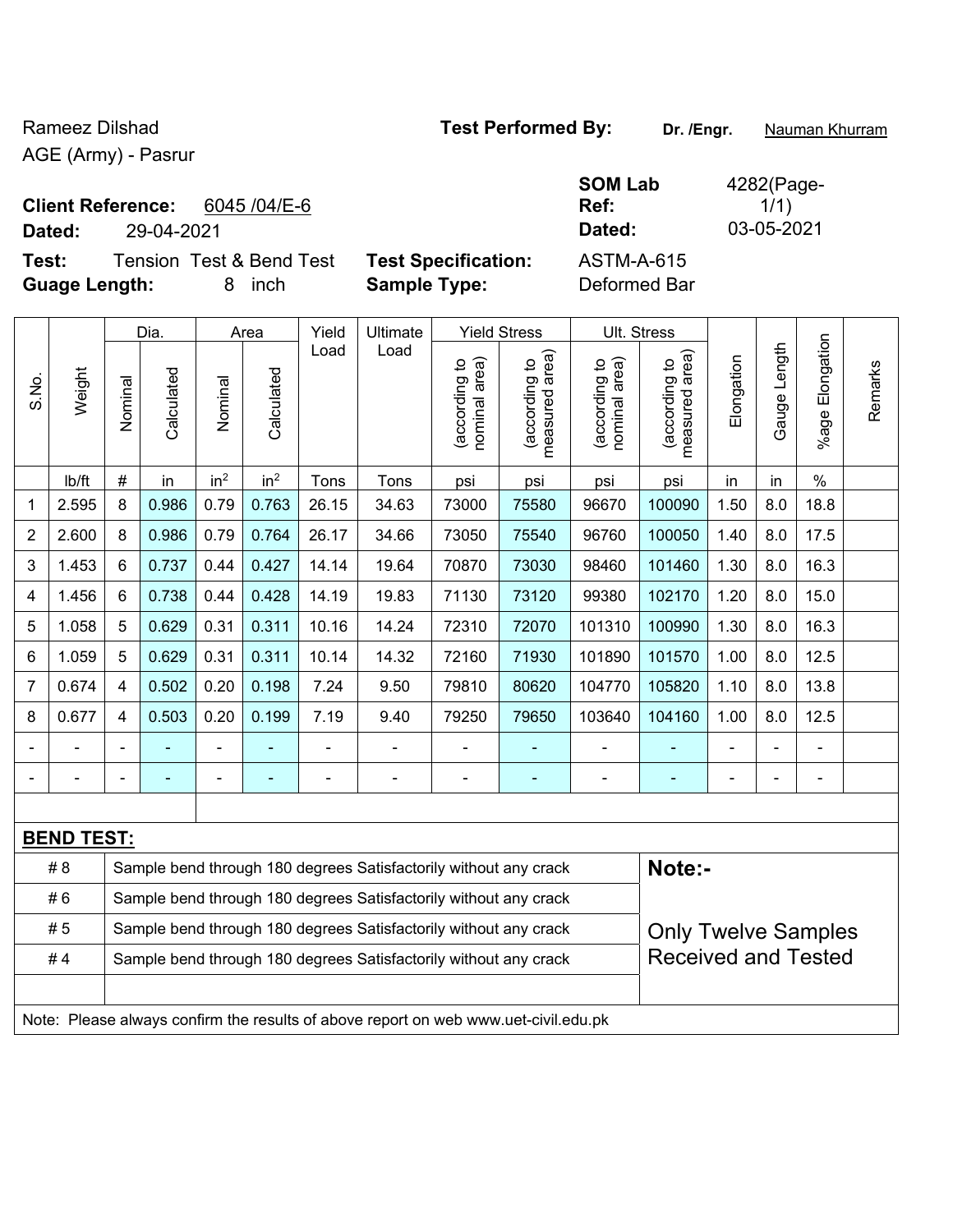Rameez Dilshad

AGE (Army) - Pasrur

**Test Performed By:** Dr. /Engr. Nauman Khurram

**Client Reference:** 6045 /04/E-6

**Dated:** 29-04-2021

**SOM Lab Ref:** 4282(Page-1/1)

**Dated:** 03-05-2021

**Test:** Tension Test & Bend Test

**Guage Length:** 8 inch

**Test Specification:** ASTM-A-615

**Sample Type:** Deformed Bar

| S.No. | Weight | Dia. | | Area | | Yield Load | Ultimate Load | Yield Stress | | Ult. Stress | | Elongation | Gauge Length | %age Elongation | Remarks |
|---|---|---|---|---|---|---|---|---|---|---|---|---|---|---|---|
| | | Nominal | Calculated | Nominal | Calculated | | | (according to nominal area) | (according to measured area) | (according to nominal area) | (according to measured area) | | | | |
| | lb/ft | # | in | in² | in² | Tons | Tons | psi | psi | psi | psi | in | in | % | |
| 1 | 2.595 | 8 | 0.986 | 0.79 | 0.763 | 26.15 | 34.63 | 73000 | 75580 | 96670 | 100090 | 1.50 | 8.0 | 18.8 | |
| 2 | 2.600 | 8 | 0.986 | 0.79 | 0.764 | 26.17 | 34.66 | 73050 | 75540 | 96760 | 100050 | 1.40 | 8.0 | 17.5 | |
| 3 | 1.453 | 6 | 0.737 | 0.44 | 0.427 | 14.14 | 19.64 | 70870 | 73030 | 98460 | 101460 | 1.30 | 8.0 | 16.3 | |
| 4 | 1.456 | 6 | 0.738 | 0.44 | 0.428 | 14.19 | 19.83 | 71130 | 73120 | 99380 | 102170 | 1.20 | 8.0 | 15.0 | |
| 5 | 1.058 | 5 | 0.629 | 0.31 | 0.311 | 10.16 | 14.24 | 72310 | 72070 | 101310 | 100990 | 1.30 | 8.0 | 16.3 | |
| 6 | 1.059 | 5 | 0.629 | 0.31 | 0.311 | 10.14 | 14.32 | 72160 | 71930 | 101890 | 101570 | 1.00 | 8.0 | 12.5 | |
| 7 | 0.674 | 4 | 0.502 | 0.20 | 0.198 | 7.24 | 9.50 | 79810 | 80620 | 104770 | 105820 | 1.10 | 8.0 | 13.8 | |
| 8 | 0.677 | 4 | 0.503 | 0.20 | 0.199 | 7.19 | 9.40 | 79250 | 79650 | 103640 | 104160 | 1.00 | 8.0 | 12.5 | |
| - | - | - | - | - | - | - | - | - | - | - | - | - | - | - | |
| - | - | - | - | - | - | - | - | - | - | - | - | - | - | - | |

**BEND TEST:**

| | | |
|---|---|---|
| # 8 | Sample bend through 180 degrees Satisfactorily without any crack | **Note:-** |
| # 6 | Sample bend through 180 degrees Satisfactorily without any crack | |
| # 5 | Sample bend through 180 degrees Satisfactorily without any crack | Only Twelve Samples Received and Tested |
| # 4 | Sample bend through 180 degrees Satisfactorily without any crack | |

Note: Please always confirm the results of above report on web www.uet-civil.edu.pk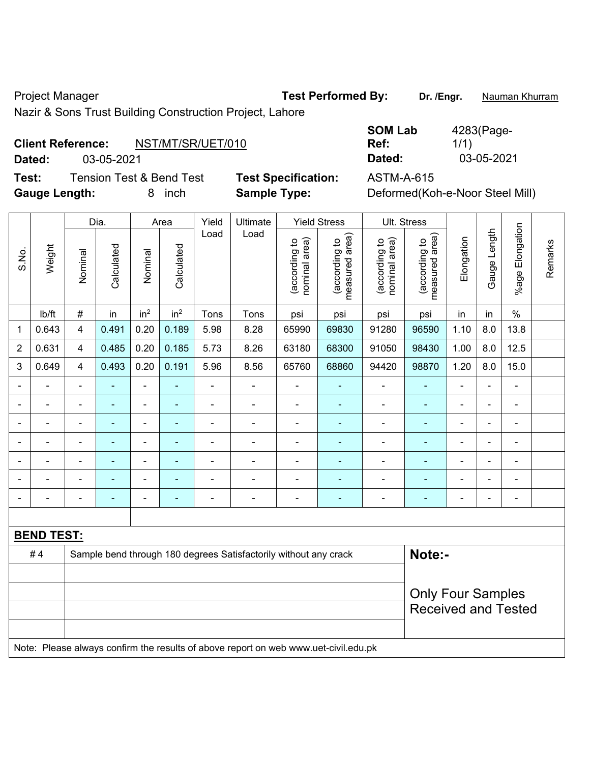Project Manager

Nazir & Sons Trust Building Construction Project, Lahore

**Test Performed By:** **Dr. /Engr.** Nauman Khurram

**Client Reference:** NST/MT/SR/UET/010

**Dated:** 03-05-2021

**SOM Lab Ref:** 4283(Page-1/1)

**Dated:** 03-05-2021

**Test:** Tension Test & Bend Test

**Gauge Length:** 8 inch

**Test Specification:** ASTM-A-615

**Sample Type:** Deformed(Koh-e-Noor Steel Mill)

| S.No. | Weight | Dia. | | Area | | Yield Load | Ultimate Load | Yield Stress | | Ult. Stress | | Elongation | Gauge Length | %age Elongation | Remarks |
|---|---|---|---|---|---|---|---|---|---|---|---|---|---|---|---|
| | | Nominal | Calculated | Nominal | Calculated | | | (according to nominal area) | (according to measured area) | (according to nominal area) | (according to measured area) | | | | |
| | lb/ft | # | in | in$^2$ | in$^2$ | Tons | Tons | psi | psi | psi | psi | in | in | % | |
| 1 | 0.643 | 4 | 0.491 | 0.20 | 0.189 | 5.98 | 8.28 | 65990 | 69830 | 91280 | 96590 | 1.10 | 8.0 | 13.8 | |
| 2 | 0.631 | 4 | 0.485 | 0.20 | 0.185 | 5.73 | 8.26 | 63180 | 68300 | 91050 | 98430 | 1.00 | 8.0 | 12.5 | |
| 3 | 0.649 | 4 | 0.493 | 0.20 | 0.191 | 5.96 | 8.56 | 65760 | 68860 | 94420 | 98870 | 1.20 | 8.0 | 15.0 | |
| - | - | - | - | - | - | - | - | - | - | - | - | - | - | - | |
| - | - | - | - | - | - | - | - | - | - | - | - | - | - | - | |
| - | - | - | - | - | - | - | - | - | - | - | - | - | - | - | |
| - | - | - | - | - | - | - | - | - | - | - | - | - | - | - | |
| - | - | - | - | - | - | - | - | - | - | - | - | - | - | - | |
| - | - | - | - | - | - | - | - | - | - | - | - | - | - | - | |
| - | - | - | - | - | - | - | - | - | - | - | - | - | - | - | |

**BEND TEST:**

| | | |
|---|---|---|
| # 4 | Sample bend through 180 degrees Satisfactorily without any crack | **Note:-** |
| | | Only Four Samples Received and Tested |

Note: Please always confirm the results of above report on web www.uet-civil.edu.pk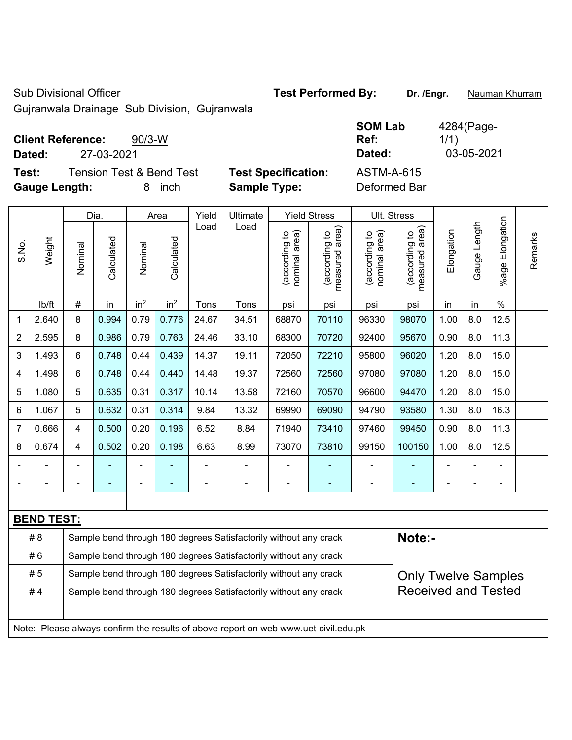Sub Divisional Officer

Gujranwala Drainage Sub Division, Gujranwala

**Test Performed By:** **Dr. /Engr.** Nauman Khurram

**Client Reference:** 90/3-W

**Dated:** 27-03-2021

**SOM Lab Ref:** 4284(Page-1/1)

**Dated:** 03-05-2021

**Test:** Tension Test & Bend Test

**Gauge Length:** 8 inch

**Test Specification:** ASTM-A-615

**Sample Type:** Deformed Bar

| S.No. | Weight | Dia. | | Area | | Yield Load | Ultimate Load | Yield Stress | | Ult. Stress | | Elongation | Gauge Length | %age Elongation | Remarks |
|---|---|---|---|---|---|---|---|---|---|---|---|---|---|---|---|
| | | Nominal | Calculated | Nominal | Calculated | | | (according to nominal area) | (according to measured area) | (according to nominal area) | (according to measured area) | | | | |
| | lb/ft | # | in | $in^2$ | $in^2$ | Tons | Tons | psi | psi | psi | psi | in | in | % | |
| 1 | 2.640 | 8 | 0.994 | 0.79 | 0.776 | 24.67 | 34.51 | 68870 | 70110 | 96330 | 98070 | 1.00 | 8.0 | 12.5 | |
| 2 | 2.595 | 8 | 0.986 | 0.79 | 0.763 | 24.46 | 33.10 | 68300 | 70720 | 92400 | 95670 | 0.90 | 8.0 | 11.3 | |
| 3 | 1.493 | 6 | 0.748 | 0.44 | 0.439 | 14.37 | 19.11 | 72050 | 72210 | 95800 | 96020 | 1.20 | 8.0 | 15.0 | |
| 4 | 1.498 | 6 | 0.748 | 0.44 | 0.440 | 14.48 | 19.37 | 72560 | 72560 | 97080 | 97080 | 1.20 | 8.0 | 15.0 | |
| 5 | 1.080 | 5 | 0.635 | 0.31 | 0.317 | 10.14 | 13.58 | 72160 | 70570 | 96600 | 94470 | 1.20 | 8.0 | 15.0 | |
| 6 | 1.067 | 5 | 0.632 | 0.31 | 0.314 | 9.84 | 13.32 | 69990 | 69090 | 94790 | 93580 | 1.30 | 8.0 | 16.3 | |
| 7 | 0.666 | 4 | 0.500 | 0.20 | 0.196 | 6.52 | 8.84 | 71940 | 73410 | 97460 | 99450 | 0.90 | 8.0 | 11.3 | |
| 8 | 0.674 | 4 | 0.502 | 0.20 | 0.198 | 6.63 | 8.99 | 73070 | 73810 | 99150 | 100150 | 1.00 | 8.0 | 12.5 | |
| - | - | - | - | - | - | - | - | - | - | - | - | - | - | - | |
| - | - | - | - | - | - | - | - | - | - | - | - | - | - | - | |

**BEND TEST:**

| Bar | Result |
|---|---|
| # 8 | Sample bend through 180 degrees Satisfactorily without any crack |
| # 6 | Sample bend through 180 degrees Satisfactorily without any crack |
| # 5 | Sample bend through 180 degrees Satisfactorily without any crack |
| # 4 | Sample bend through 180 degrees Satisfactorily without any crack |

**Note:-**

Only Twelve Samples Received and Tested

Note: Please always confirm the results of above report on web www.uet-civil.edu.pk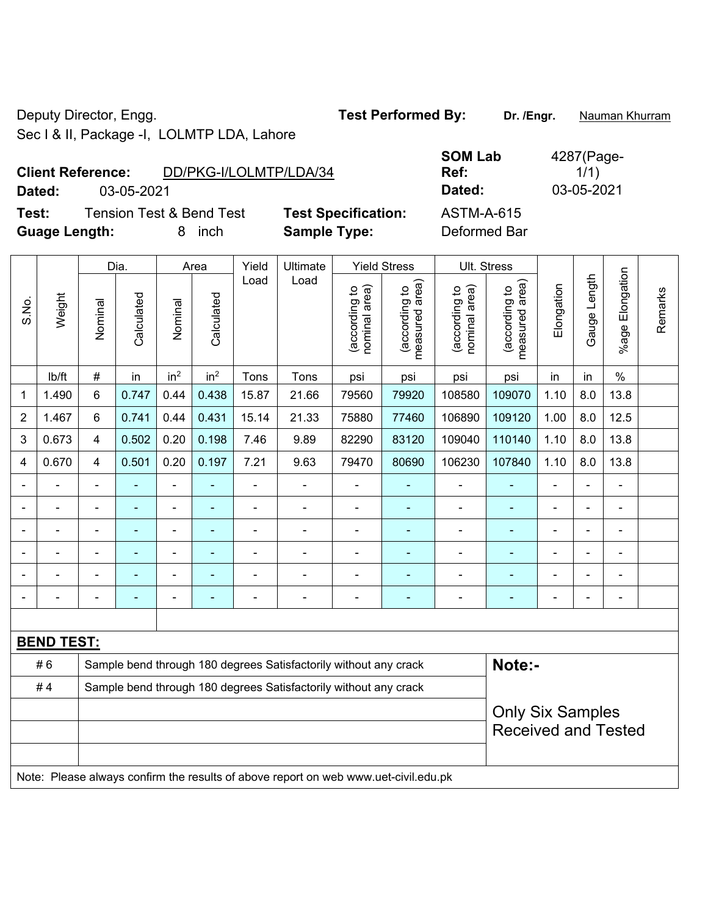Deputy Director, Engg.
Sec I & II, Package -I, LOLMTP LDA, Lahore

**Test Performed By:** **Dr. /Engr.** Nauman Khurram

**Client Reference:** DD/PKG-I/LOLMTP/LDA/34
**Dated:** 03-05-2021

**SOM Lab Ref:** 4287(Page-1/1)
**Dated:** 03-05-2021

**Test:** Tension Test & Bend Test
**Guage Length:** 8 inch

**Test Specification:** ASTM-A-615
**Sample Type:** Deformed Bar

| S.No. | Weight | Dia. | | Area | | Yield Load | Ultimate Load | Yield Stress | | Ult. Stress | | Elongation | Gauge Length | %age Elongation | Remarks |
|---|---|---|---|---|---|---|---|---|---|---|---|---|---|---|---|
| | | Nominal | Calculated | Nominal | Calculated | | | (according to nominal area) | (according to measured area) | (according to nominal area) | (according to measured area) | | | | |
| | lb/ft | # | in | $in^2$ | $in^2$ | Tons | Tons | psi | psi | psi | psi | in | in | % | |
| 1 | 1.490 | 6 | 0.747 | 0.44 | 0.438 | 15.87 | 21.66 | 79560 | 79920 | 108580 | 109070 | 1.10 | 8.0 | 13.8 | |
| 2 | 1.467 | 6 | 0.741 | 0.44 | 0.431 | 15.14 | 21.33 | 75880 | 77460 | 106890 | 109120 | 1.00 | 8.0 | 12.5 | |
| 3 | 0.673 | 4 | 0.502 | 0.20 | 0.198 | 7.46 | 9.89 | 82290 | 83120 | 109040 | 110140 | 1.10 | 8.0 | 13.8 | |
| 4 | 0.670 | 4 | 0.501 | 0.20 | 0.197 | 7.21 | 9.63 | 79470 | 80690 | 106230 | 107840 | 1.10 | 8.0 | 13.8 | |
| - | - | - | - | - | - | - | - | - | - | - | - | - | - | - | |
| - | - | - | - | - | - | - | - | - | - | - | - | - | - | - | |
| - | - | - | - | - | - | - | - | - | - | - | - | - | - | - | |
| - | - | - | - | - | - | - | - | - | - | - | - | - | - | - | |
| - | - | - | - | - | - | - | - | - | - | - | - | - | - | - | |
| - | - | - | - | - | - | - | - | - | - | - | - | - | - | - | |

**BEND TEST:**

| | | |
|---|---|---|
| # 6 | Sample bend through 180 degrees Satisfactorily without any crack | **Note:-** |
| # 4 | Sample bend through 180 degrees Satisfactorily without any crack | Only Six Samples Received and Tested |

Note: Please always confirm the results of above report on web www.uet-civil.edu.pk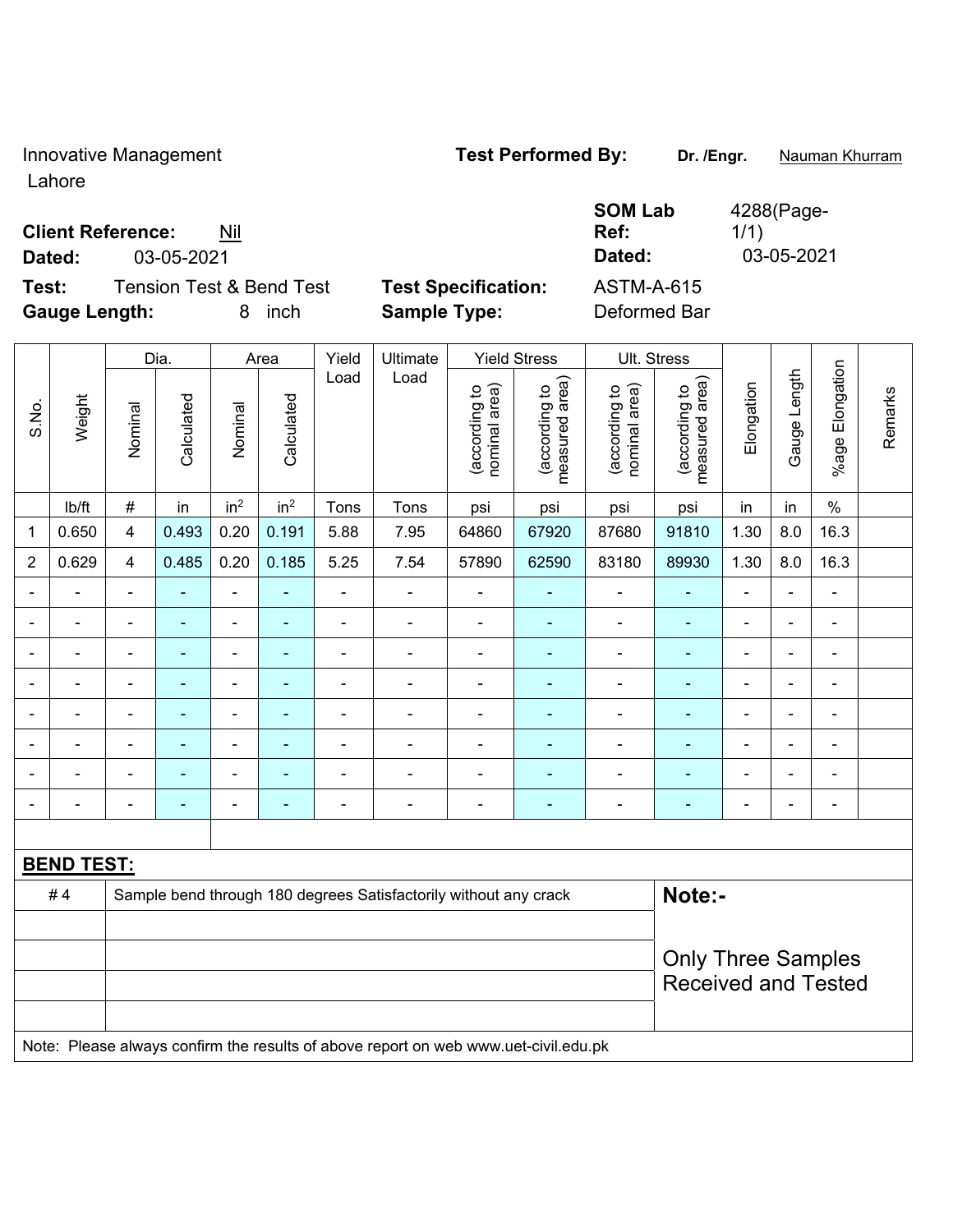Innovative Management
Lahore

**Test Performed By:** **Dr. /Engr.** Nauman Khurram

**Client Reference:** Nil
**Dated:** 03-05-2021

**SOM Lab Ref:** 4288(Page-1/1)
**Dated:** 03-05-2021

**Test:** Tension Test & Bend Test
**Gauge Length:** 8 inch

**Test Specification:** ASTM-A-615
**Sample Type:** Deformed Bar

| S.No. | Weight | Dia. | | Area | | Yield Load | Ultimate Load | Yield Stress | | Ult. Stress | | Elongation | Gauge Length | %age Elongation | Remarks |
|---|---|---|---|---|---|---|---|---|---|---|---|---|---|---|---|
| | | Nominal | Calculated | Nominal | Calculated | | | (according to nominal area) | (according to measured area) | (according to nominal area) | (according to measured area) | | | | |
| | lb/ft | # | in | in$^2$ | in$^2$ | Tons | Tons | psi | psi | psi | psi | in | in | % | |
| 1 | 0.650 | 4 | 0.493 | 0.20 | 0.191 | 5.88 | 7.95 | 64860 | 67920 | 87680 | 91810 | 1.30 | 8.0 | 16.3 | |
| 2 | 0.629 | 4 | 0.485 | 0.20 | 0.185 | 5.25 | 7.54 | 57890 | 62590 | 83180 | 89930 | 1.30 | 8.0 | 16.3 | |
| - | - | - | - | - | - | - | - | - | - | - | - | - | - | - | |
| - | - | - | - | - | - | - | - | - | - | - | - | - | - | - | |
| - | - | - | - | - | - | - | - | - | - | - | - | - | - | - | |
| - | - | - | - | - | - | - | - | - | - | - | - | - | - | - | |
| - | - | - | - | - | - | - | - | - | - | - | - | - | - | - | |
| - | - | - | - | - | - | - | - | - | - | - | - | - | - | - | |
| - | - | - | - | - | - | - | - | - | - | - | - | - | - | - | |
| - | - | - | - | - | - | - | - | - | - | - | - | - | - | - | |

**BEND TEST:**

| | | |
|---|---|---|
| # 4 | Sample bend through 180 degrees Satisfactorily without any crack | **Note:-** |
| | | Only Three Samples Received and Tested |

Note: Please always confirm the results of above report on web www.uet-civil.edu.pk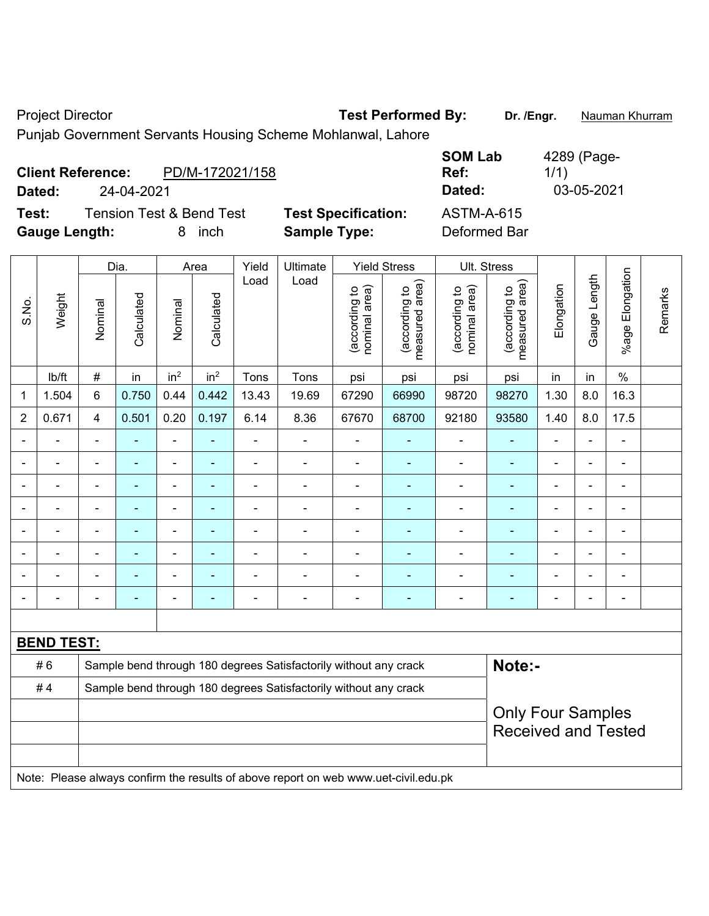Project Director **Test Performed By:** **Dr. /Engr.** Nauman Khurram

Punjab Government Servants Housing Scheme Mohlanwal, Lahore

**Client Reference:** PD/M-172021/158 **SOM Lab Ref:** 4289 (Page-1/1)

**Dated:** 24-04-2021 **Dated:** 03-05-2021

**Test:** Tension Test & Bend Test **Test Specification:** ASTM-A-615

**Gauge Length:** 8 inch **Sample Type:** Deformed Bar

| S.No. | Weight | Dia. | | Area | | Yield Load | Ultimate Load | Yield Stress | | Ult. Stress | | Elongation | Gauge Length | %age Elongation | Remarks |
|---|---|---|---|---|---|---|---|---|---|---|---|---|---|---|---|
| | | Nominal | Calculated | Nominal | Calculated | | | (according to nominal area) | (according to measured area) | (according to nominal area) | (according to measured area) | | | | |
| | lb/ft | # | in | in² | in² | Tons | Tons | psi | psi | psi | psi | in | in | % | |
| 1 | 1.504 | 6 | 0.750 | 0.44 | 0.442 | 13.43 | 19.69 | 67290 | 66990 | 98720 | 98270 | 1.30 | 8.0 | 16.3 | |
| 2 | 0.671 | 4 | 0.501 | 0.20 | 0.197 | 6.14 | 8.36 | 67670 | 68700 | 92180 | 93580 | 1.40 | 8.0 | 17.5 | |
| - | - | - | - | - | - | - | - | - | - | - | - | - | - | - | |
| - | - | - | - | - | - | - | - | - | - | - | - | - | - | - | |
| - | - | - | - | - | - | - | - | - | - | - | - | - | - | - | |
| - | - | - | - | - | - | - | - | - | - | - | - | - | - | - | |
| - | - | - | - | - | - | - | - | - | - | - | - | - | - | - | |
| - | - | - | - | - | - | - | - | - | - | - | - | - | - | - | |
| - | - | - | - | - | - | - | - | - | - | - | - | - | - | - | |
| - | - | - | - | - | - | - | - | - | - | - | - | - | - | - | |

**BEND TEST:**

| | | |
|---|---|---|
| # 6 | Sample bend through 180 degrees Satisfactorily without any crack | **Note:-** |
| # 4 | Sample bend through 180 degrees Satisfactorily without any crack | |
| | | Only Four Samples Received and Tested |

Note: Please always confirm the results of above report on web www.uet-civil.edu.pk